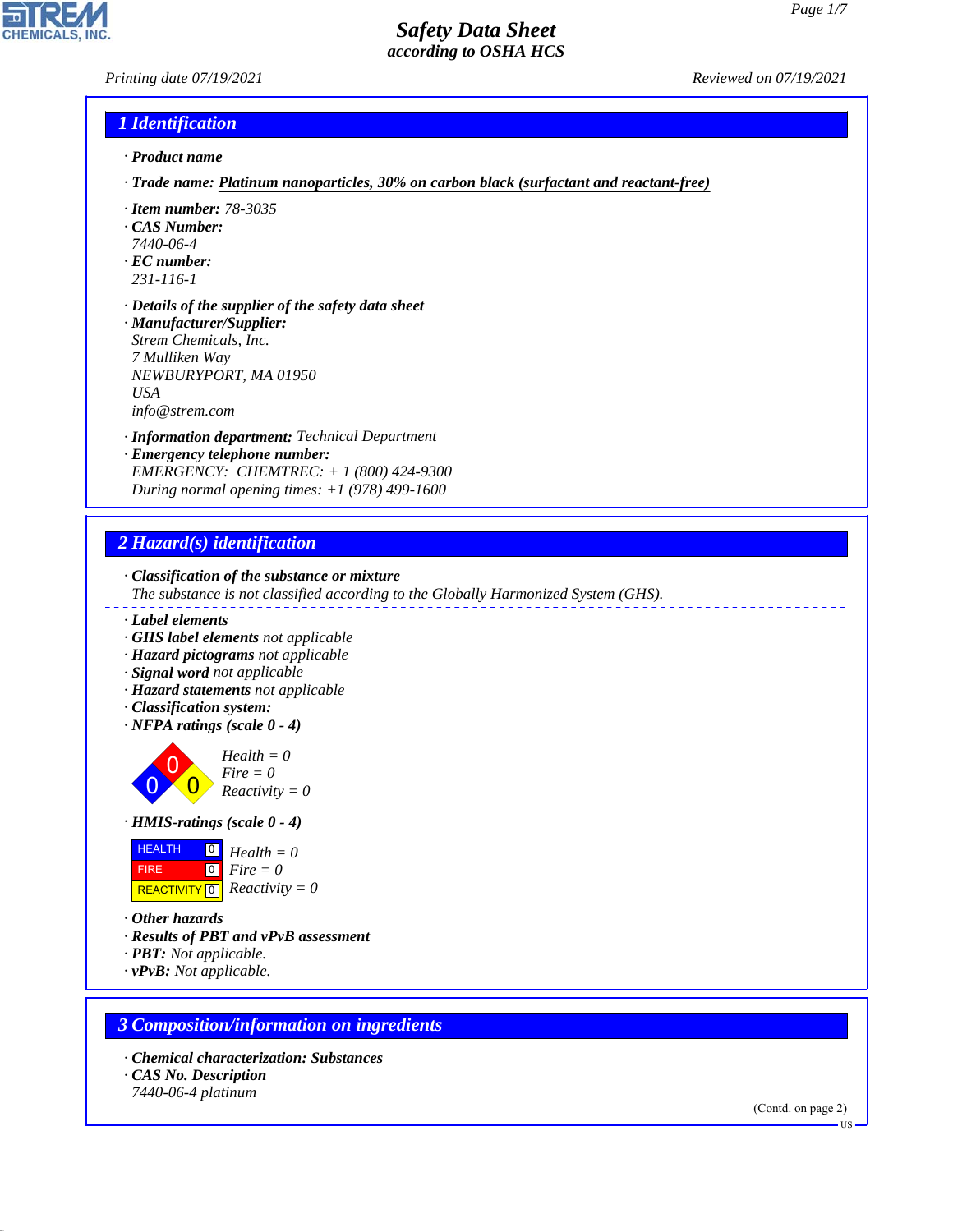# Safety Data Sheet
*according to OSHA HCS*

*Printing date 07/19/2021* *Reviewed on 07/19/2021*

## 1 Identification

· **Product name**

· **Trade name:** Platinum nanoparticles, 30% on carbon black (surfactant and reactant-free)

· **Item number:** 78-3035
· **CAS Number:**
7440-06-4
· **EC number:**
231-116-1

· **Details of the supplier of the safety data sheet**
· **Manufacturer/Supplier:**
Strem Chemicals, Inc.
7 Mulliken Way
NEWBURYPORT, MA 01950
USA
info@strem.com

· **Information department:** Technical Department
· **Emergency telephone number:**
EMERGENCY: CHEMTREC: + 1 (800) 424-9300
During normal opening times: +1 (978) 499-1600

## 2 Hazard(s) identification

· **Classification of the substance or mixture**
The substance is not classified according to the Globally Harmonized System (GHS).

· **Label elements**
· **GHS label elements** not applicable
· **Hazard pictograms** not applicable
· **Signal word** not applicable
· **Hazard statements** not applicable
· **Classification system:**
· **NFPA ratings (scale 0 - 4)**

Health = 0
Fire = 0
Reactivity = 0

· **HMIS-ratings (scale 0 - 4)**

| | | |
|---|---|---|
| HEALTH | 0 | Health = 0 |
| FIRE | 0 | Fire = 0 |
| REACTIVITY | 0 | Reactivity = 0 |

· **Other hazards**
· **Results of PBT and vPvB assessment**
· **PBT:** Not applicable.
· **vPvB:** Not applicable.

## 3 Composition/information on ingredients

· **Chemical characterization: Substances**
· **CAS No. Description**
7440-06-4 platinum

(Contd. on page 2)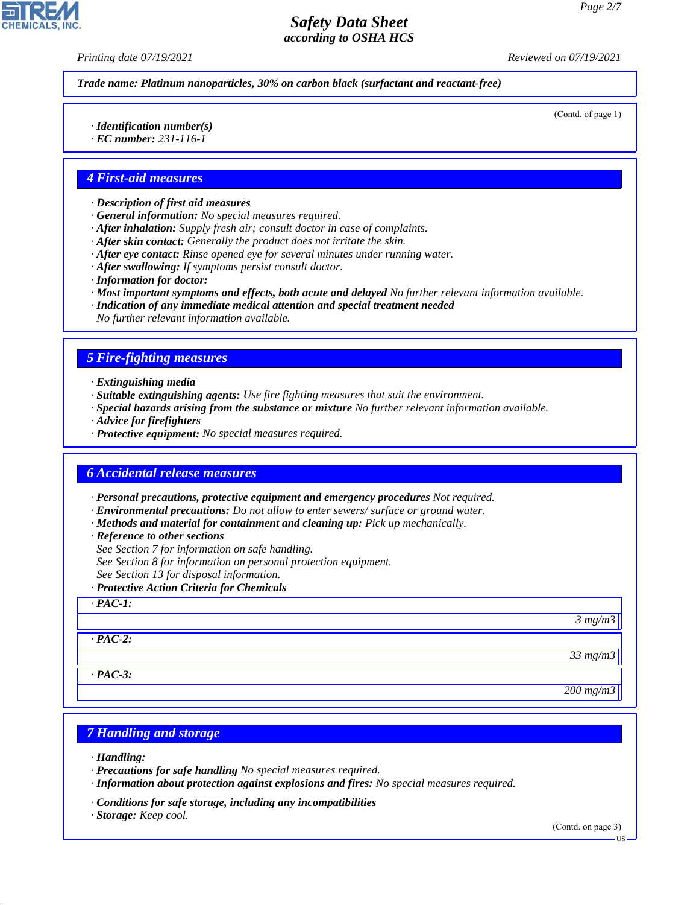**Trade name: Platinum nanoparticles, 30% on carbon black (surfactant and reactant-free)**

(Contd. of page 1)

· **Identification number(s)**
· **EC number:** 231-116-1

## 4 First-aid measures

· **Description of first aid measures**
· **General information:** No special measures required.
· **After inhalation:** Supply fresh air; consult doctor in case of complaints.
· **After skin contact:** Generally the product does not irritate the skin.
· **After eye contact:** Rinse opened eye for several minutes under running water.
· **After swallowing:** If symptoms persist consult doctor.
· **Information for doctor:**
· **Most important symptoms and effects, both acute and delayed** No further relevant information available.
· **Indication of any immediate medical attention and special treatment needed**
No further relevant information available.

## 5 Fire-fighting measures

· **Extinguishing media**
· **Suitable extinguishing agents:** Use fire fighting measures that suit the environment.
· **Special hazards arising from the substance or mixture** No further relevant information available.
· **Advice for firefighters**
· **Protective equipment:** No special measures required.

## 6 Accidental release measures

· **Personal precautions, protective equipment and emergency procedures** Not required.
· **Environmental precautions:** Do not allow to enter sewers/ surface or ground water.
· **Methods and material for containment and cleaning up:** Pick up mechanically.
· **Reference to other sections**
See Section 7 for information on safe handling.
See Section 8 for information on personal protection equipment.
See Section 13 for disposal information.
· **Protective Action Criteria for Chemicals**

| · **PAC-1:** | |
|---|---|
| | 3 mg/m3 |
| · **PAC-2:** | |
| | 33 mg/m3 |
| · **PAC-3:** | |
| | 200 mg/m3 |

## 7 Handling and storage

· **Handling:**
· **Precautions for safe handling** No special measures required.
· **Information about protection against explosions and fires:** No special measures required.

· **Conditions for safe storage, including any incompatibilities**
· **Storage:** Keep cool.

(Contd. on page 3)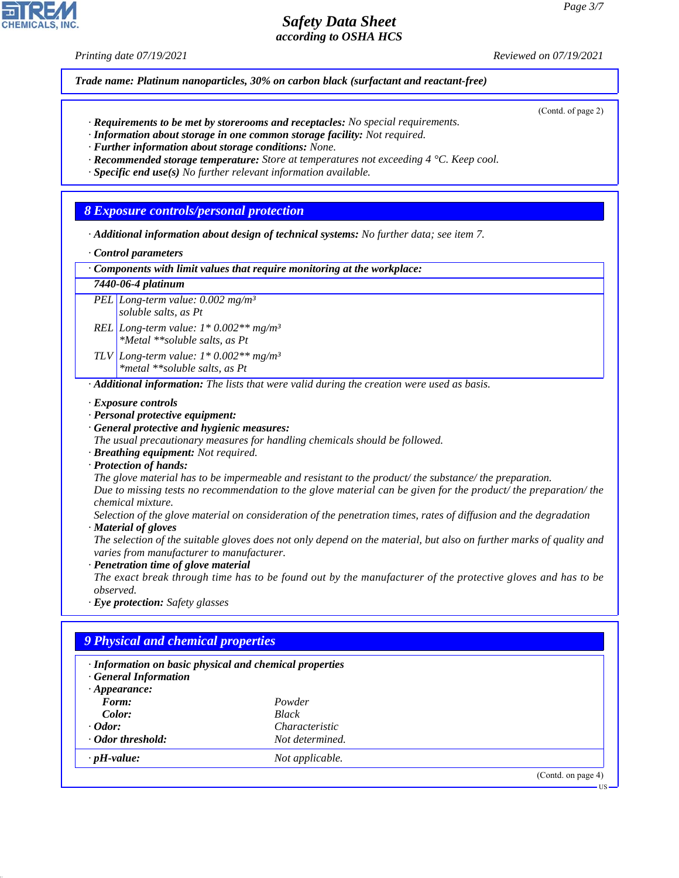**Trade name: Platinum nanoparticles, 30% on carbon black (surfactant and reactant-free)**

(Contd. of page 2)

· **Requirements to be met by storerooms and receptacles:** No special requirements.
· **Information about storage in one common storage facility:** Not required.
· **Further information about storage conditions:** None.
· **Recommended storage temperature:** Store at temperatures not exceeding 4 °C. Keep cool.
· **Specific end use(s)** No further relevant information available.

## 8 Exposure controls/personal protection

· **Additional information about design of technical systems:** No further data; see item 7.

· **Control parameters**

| · **Components with limit values that require monitoring at the workplace:** | |
|---|---|
| **7440-06-4 platinum** | |
| PEL | Long-term value: 0.002 mg/m³<br>soluble salts, as Pt |
| REL | Long-term value: 1* 0.002** mg/m³<br>*Metal **soluble salts, as Pt |
| TLV | Long-term value: 1* 0.002** mg/m³<br>*metal **soluble salts, as Pt |

· **Additional information:** The lists that were valid during the creation were used as basis.

· **Exposure controls**
· **Personal protective equipment:**
· **General protective and hygienic measures:**
The usual precautionary measures for handling chemicals should be followed.
· **Breathing equipment:** Not required.
· **Protection of hands:**
The glove material has to be impermeable and resistant to the product/ the substance/ the preparation.
Due to missing tests no recommendation to the glove material can be given for the product/ the preparation/ the chemical mixture.
Selection of the glove material on consideration of the penetration times, rates of diffusion and the degradation
· **Material of gloves**
The selection of the suitable gloves does not only depend on the material, but also on further marks of quality and varies from manufacturer to manufacturer.
· **Penetration time of glove material**
The exact break through time has to be found out by the manufacturer of the protective gloves and has to be observed.
· **Eye protection:** Safety glasses

## 9 Physical and chemical properties

· **Information on basic physical and chemical properties**
· **General Information**
· **Appearance:**

| | |
|---|---|
| **Form:** | Powder |
| **Color:** | Black |
| · **Odor:** | Characteristic |
| · **Odor threshold:** | Not determined. |
| · **pH-value:** | Not applicable. |

(Contd. on page 4)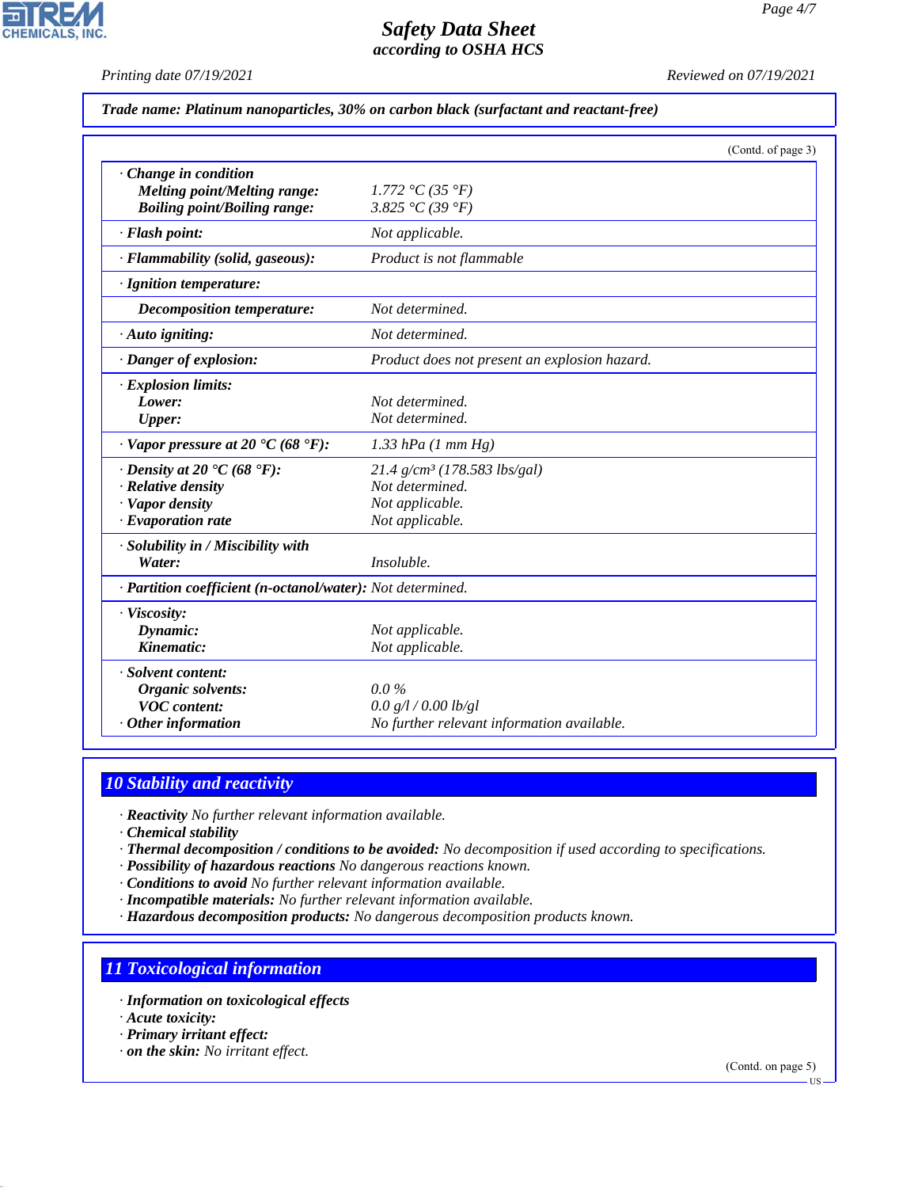*Trade name: Platinum nanoparticles, 30% on carbon black (surfactant and reactant-free)*

(Contd. of page 3)

| | |
|---|---|
| · **Change in condition** | |
| **Melting point/Melting range:** | 1.772 °C (35 °F) |
| **Boiling point/Boiling range:** | 3.825 °C (39 °F) |
| · **Flash point:** | Not applicable. |
| · **Flammability (solid, gaseous):** | Product is not flammable |
| · **Ignition temperature:** | |
| **Decomposition temperature:** | Not determined. |
| · **Auto igniting:** | Not determined. |
| · **Danger of explosion:** | Product does not present an explosion hazard. |
| · **Explosion limits:** | |
| **Lower:** | Not determined. |
| **Upper:** | Not determined. |
| · **Vapor pressure at 20 °C (68 °F):** | 1.33 hPa (1 mm Hg) |
| · **Density at 20 °C (68 °F):** | 21.4 g/cm³ (178.583 lbs/gal) |
| · **Relative density** | Not determined. |
| · **Vapor density** | Not applicable. |
| · **Evaporation rate** | Not applicable. |
| · **Solubility in / Miscibility with** | |
| **Water:** | Insoluble. |
| · **Partition coefficient (n-octanol/water):** | Not determined. |
| · **Viscosity:** | |
| **Dynamic:** | Not applicable. |
| **Kinematic:** | Not applicable. |
| · **Solvent content:** | |
| **Organic solvents:** | 0.0 % |
| **VOC content:** | 0.0 g/l / 0.00 lb/gl |
| · **Other information** | No further relevant information available. |

## 10 Stability and reactivity

· **Reactivity** No further relevant information available.
· **Chemical stability**
· **Thermal decomposition / conditions to be avoided:** No decomposition if used according to specifications.
· **Possibility of hazardous reactions** No dangerous reactions known.
· **Conditions to avoid** No further relevant information available.
· **Incompatible materials:** No further relevant information available.
· **Hazardous decomposition products:** No dangerous decomposition products known.

## 11 Toxicological information

· **Information on toxicological effects**
· **Acute toxicity:**
· **Primary irritant effect:**
· **on the skin:** No irritant effect.

(Contd. on page 5)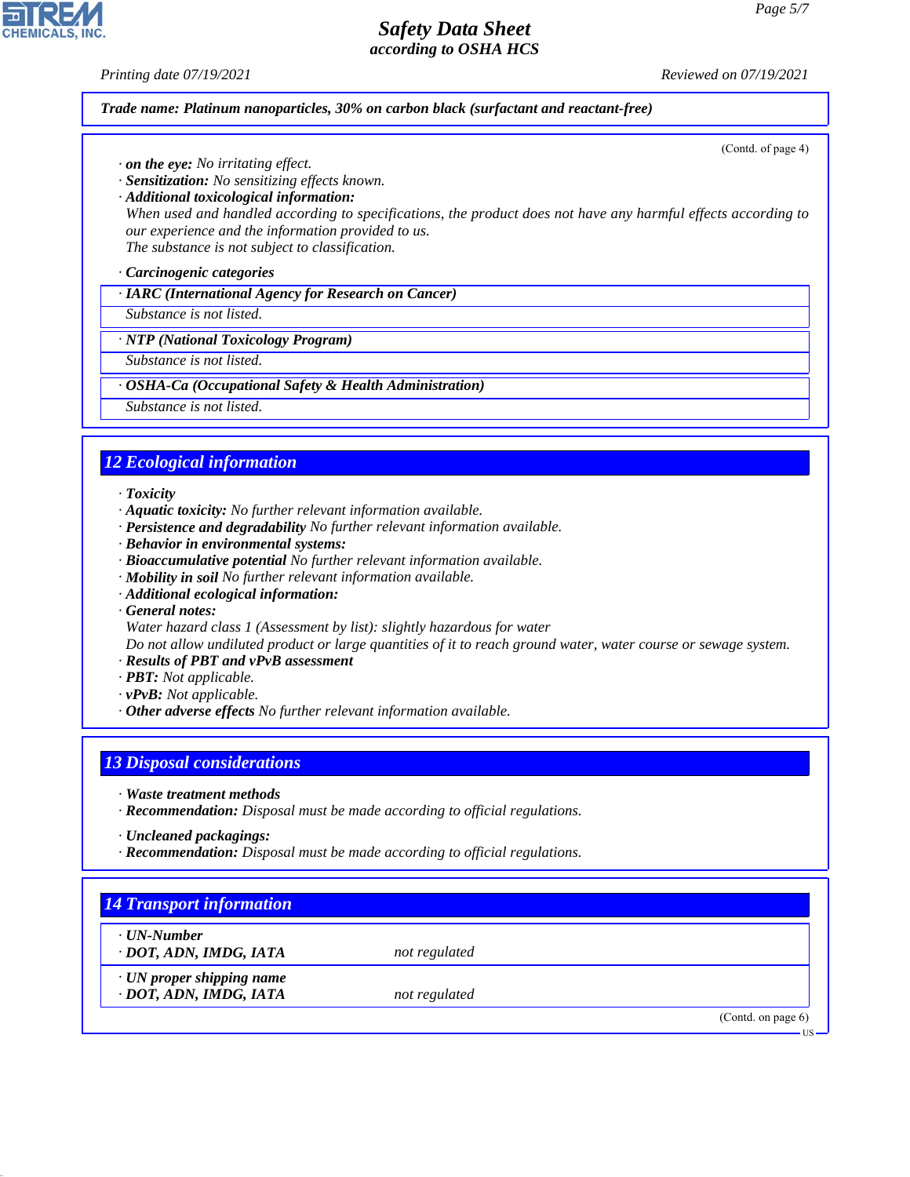**Trade name: Platinum nanoparticles, 30% on carbon black (surfactant and reactant-free)**

(Contd. of page 4)

· ***on the eye:*** *No irritating effect.*
· ***Sensitization:*** *No sensitizing effects known.*
· ***Additional toxicological information:***
*When used and handled according to specifications, the product does not have any harmful effects according to our experience and the information provided to us.*
*The substance is not subject to classification.*

· ***Carcinogenic categories***

· ***IARC (International Agency for Research on Cancer)***
*Substance is not listed.*

· ***NTP (National Toxicology Program)***
*Substance is not listed.*

· ***OSHA-Ca (Occupational Safety & Health Administration)***
*Substance is not listed.*

## 12 Ecological information

· ***Toxicity***
· ***Aquatic toxicity:*** *No further relevant information available.*
· ***Persistence and degradability*** *No further relevant information available.*
· ***Behavior in environmental systems:***
· ***Bioaccumulative potential*** *No further relevant information available.*
· ***Mobility in soil*** *No further relevant information available.*
· ***Additional ecological information:***
· ***General notes:***
*Water hazard class 1 (Assessment by list): slightly hazardous for water*
*Do not allow undiluted product or large quantities of it to reach ground water, water course or sewage system.*
· ***Results of PBT and vPvB assessment***
· ***PBT:*** *Not applicable.*
· ***vPvB:*** *Not applicable.*
· ***Other adverse effects*** *No further relevant information available.*

## 13 Disposal considerations

· ***Waste treatment methods***
· ***Recommendation:*** *Disposal must be made according to official regulations.*

· ***Uncleaned packagings:***
· ***Recommendation:*** *Disposal must be made according to official regulations.*

## 14 Transport information

· ***UN-Number***
· ***DOT, ADN, IMDG, IATA*** *not regulated*

· ***UN proper shipping name***
· ***DOT, ADN, IMDG, IATA*** *not regulated*

(Contd. on page 6)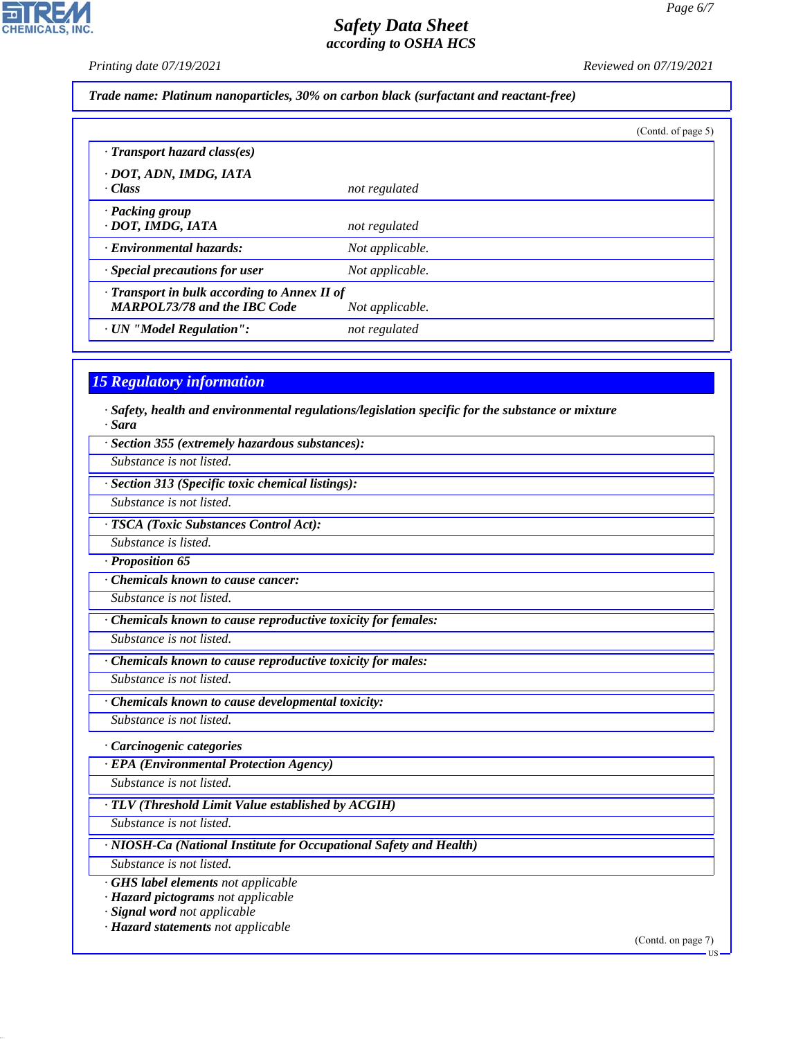*Trade name: Platinum nanoparticles, 30% on carbon black (surfactant and reactant-free)*

(Contd. of page 5)

| | |
|---|---|
| · **Transport hazard class(es)** | |
| · **DOT, ADN, IMDG, IATA** | |
| · **Class** | not regulated |
| · **Packing group** | |
| · **DOT, IMDG, IATA** | not regulated |
| · **Environmental hazards:** | Not applicable. |
| · **Special precautions for user** | Not applicable. |
| · **Transport in bulk according to Annex II of MARPOL73/78 and the IBC Code** | Not applicable. |
| · **UN "Model Regulation":** | not regulated |

## 15 Regulatory information

· **Safety, health and environmental regulations/legislation specific for the substance or mixture**
· **Sara**

· **Section 355 (extremely hazardous substances):**
Substance is not listed.

· **Section 313 (Specific toxic chemical listings):**
Substance is not listed.

· **TSCA (Toxic Substances Control Act):**
Substance is listed.

· **Proposition 65**

· **Chemicals known to cause cancer:**
Substance is not listed.

· **Chemicals known to cause reproductive toxicity for females:**
Substance is not listed.

· **Chemicals known to cause reproductive toxicity for males:**
Substance is not listed.

· **Chemicals known to cause developmental toxicity:**
Substance is not listed.

· **Carcinogenic categories**

· **EPA (Environmental Protection Agency)**
Substance is not listed.

· **TLV (Threshold Limit Value established by ACGIH)**
Substance is not listed.

· **NIOSH-Ca (National Institute for Occupational Safety and Health)**
Substance is not listed.

· **GHS label elements** not applicable
· **Hazard pictograms** not applicable
· **Signal word** not applicable
· **Hazard statements** not applicable

(Contd. on page 7)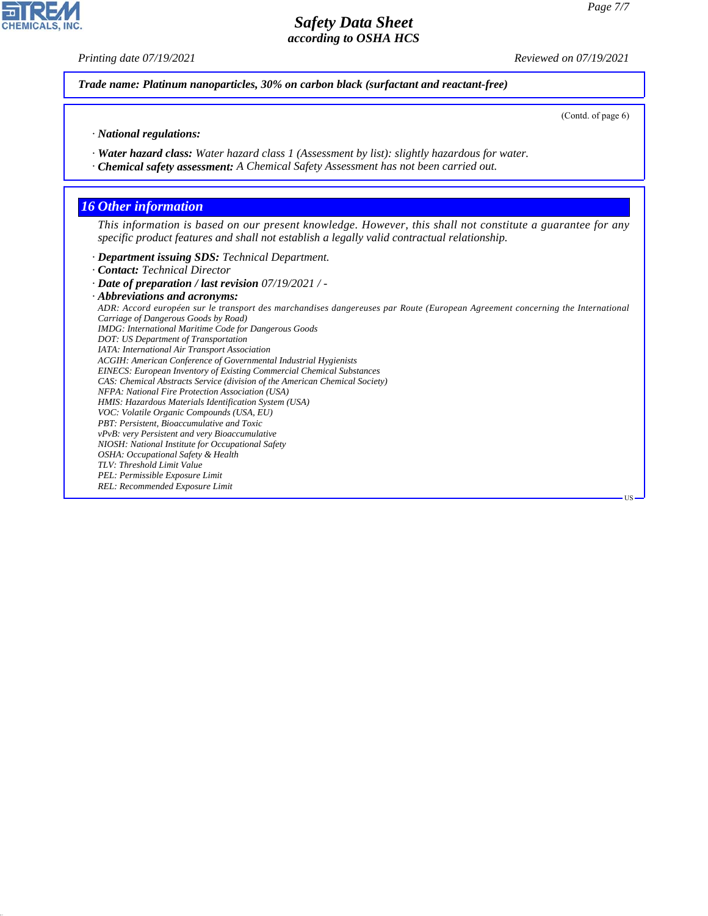**Trade name: Platinum nanoparticles, 30% on carbon black (surfactant and reactant-free)**

(Contd. of page 6)

· **National regulations:**

· **Water hazard class:** Water hazard class 1 (Assessment by list): slightly hazardous for water.
· **Chemical safety assessment:** A Chemical Safety Assessment has not been carried out.

## 16 Other information

This information is based on our present knowledge. However, this shall not constitute a guarantee for any specific product features and shall not establish a legally valid contractual relationship.

· **Department issuing SDS:** Technical Department.
· **Contact:** Technical Director
· **Date of preparation / last revision** 07/19/2021 / -
· **Abbreviations and acronyms:**
ADR: Accord européen sur le transport des marchandises dangereuses par Route (European Agreement concerning the International Carriage of Dangerous Goods by Road)
IMDG: International Maritime Code for Dangerous Goods
DOT: US Department of Transportation
IATA: International Air Transport Association
ACGIH: American Conference of Governmental Industrial Hygienists
EINECS: European Inventory of Existing Commercial Chemical Substances
CAS: Chemical Abstracts Service (division of the American Chemical Society)
NFPA: National Fire Protection Association (USA)
HMIS: Hazardous Materials Identification System (USA)
VOC: Volatile Organic Compounds (USA, EU)
PBT: Persistent, Bioaccumulative and Toxic
vPvB: very Persistent and very Bioaccumulative
NIOSH: National Institute for Occupational Safety
OSHA: Occupational Safety & Health
TLV: Threshold Limit Value
PEL: Permissible Exposure Limit
REL: Recommended Exposure Limit